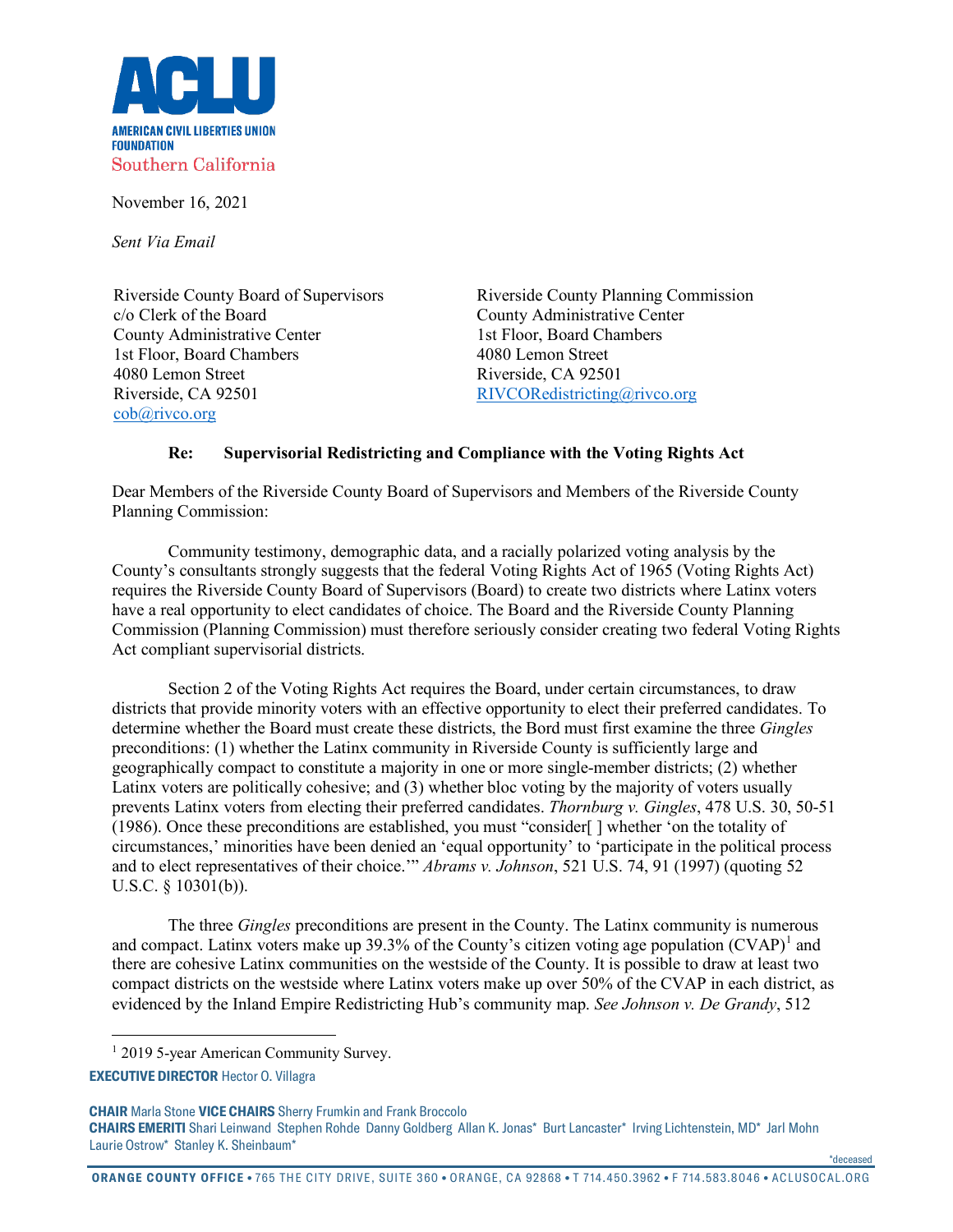**ACLU**

**AMERICAN CIVIL LIBERTIES UNION FOUNDATION**
Southern California

November 16, 2021

*Sent Via Email*

Riverside County Board of Supervisors
c/o Clerk of the Board
County Administrative Center
1st Floor, Board Chambers
4080 Lemon Street
Riverside, CA 92501
cob@rivco.org

Riverside County Planning Commission
County Administrative Center
1st Floor, Board Chambers
4080 Lemon Street
Riverside, CA 92501
RIVCORedistricting@rivco.org

**Re: Supervisorial Redistricting and Compliance with the Voting Rights Act**

Dear Members of the Riverside County Board of Supervisors and Members of the Riverside County Planning Commission:

Community testimony, demographic data, and a racially polarized voting analysis by the County's consultants strongly suggests that the federal Voting Rights Act of 1965 (Voting Rights Act) requires the Riverside County Board of Supervisors (Board) to create two districts where Latinx voters have a real opportunity to elect candidates of choice. The Board and the Riverside County Planning Commission (Planning Commission) must therefore seriously consider creating two federal Voting Rights Act compliant supervisorial districts.

Section 2 of the Voting Rights Act requires the Board, under certain circumstances, to draw districts that provide minority voters with an effective opportunity to elect their preferred candidates. To determine whether the Board must create these districts, the Bord must first examine the three *Gingles* preconditions: (1) whether the Latinx community in Riverside County is sufficiently large and geographically compact to constitute a majority in one or more single-member districts; (2) whether Latinx voters are politically cohesive; and (3) whether bloc voting by the majority of voters usually prevents Latinx voters from electing their preferred candidates. *Thornburg v. Gingles*, 478 U.S. 30, 50-51 (1986). Once these preconditions are established, you must "consider[ ] whether 'on the totality of circumstances,' minorities have been denied an 'equal opportunity' to 'participate in the political process and to elect representatives of their choice.'" *Abrams v. Johnson*, 521 U.S. 74, 91 (1997) (quoting 52 U.S.C. § 10301(b)).

The three *Gingles* preconditions are present in the County. The Latinx community is numerous and compact. Latinx voters make up 39.3% of the County's citizen voting age population (CVAP)[1] and there are cohesive Latinx communities on the westside of the County. It is possible to draw at least two compact districts on the westside where Latinx voters make up over 50% of the CVAP in each district, as evidenced by the Inland Empire Redistricting Hub's community map. *See Johnson v. De Grandy*, 512

[1] 2019 5-year American Community Survey.

**EXECUTIVE DIRECTOR** Hector O. Villagra

**CHAIR** Marla Stone **VICE CHAIRS** Sherry Frumkin and Frank Broccolo
**CHAIRS EMERITI** Shari Leinwand Stephen Rohde Danny Goldberg Allan K. Jonas* Burt Lancaster* Irving Lichtenstein, MD* Jarl Mohn Laurie Ostrow* Stanley K. Sheinbaum*

*deceased

**ORANGE COUNTY OFFICE** • 765 THE CITY DRIVE, SUITE 360 • ORANGE, CA 92868 • T 714.450.3962 • F 714.583.8046 • ACLUSOCAL.ORG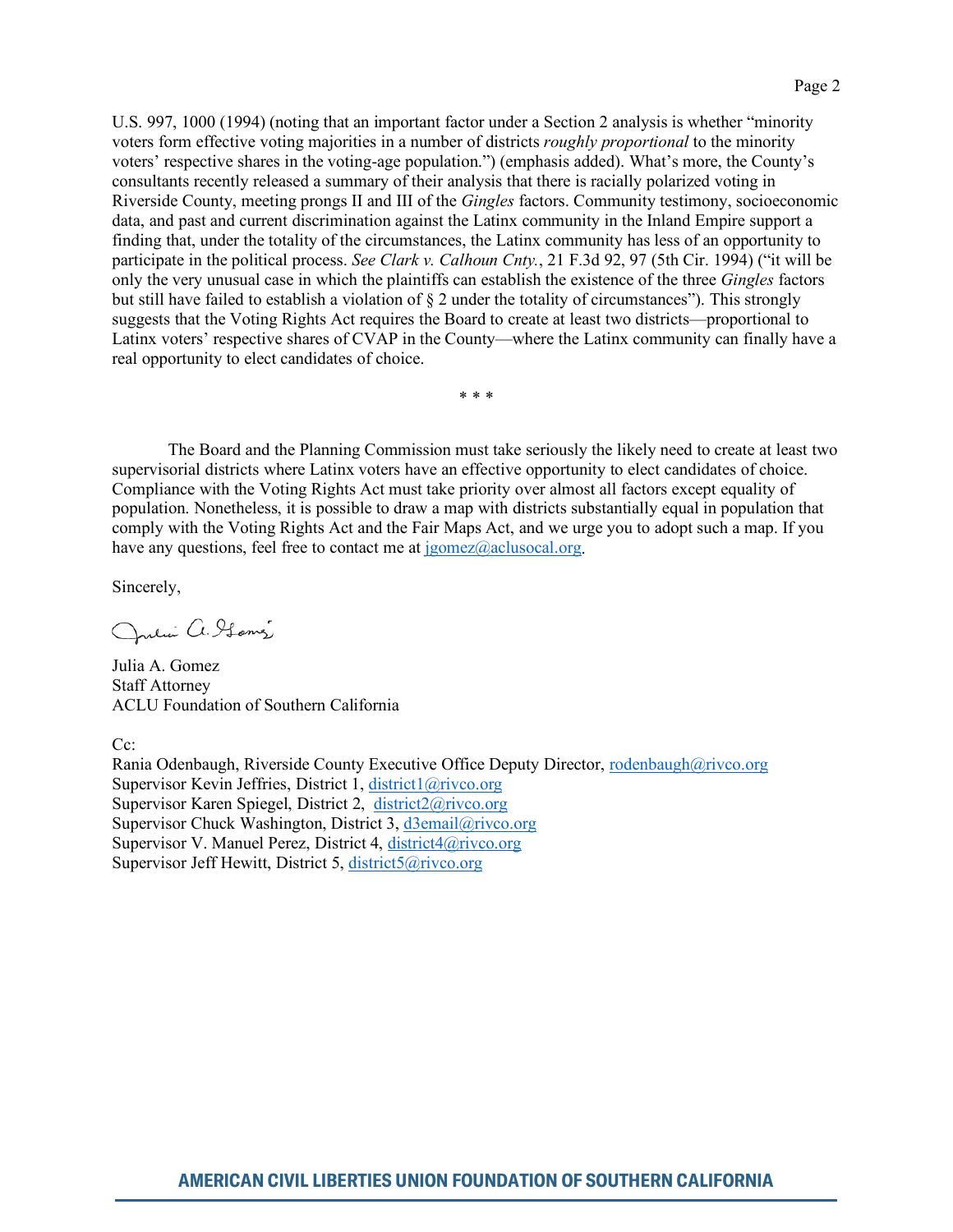U.S. 997, 1000 (1994) (noting that an important factor under a Section 2 analysis is whether "minority voters form effective voting majorities in a number of districts *roughly proportional* to the minority voters' respective shares in the voting-age population.") (emphasis added). What's more, the County's consultants recently released a summary of their analysis that there is racially polarized voting in Riverside County, meeting prongs II and III of the *Gingles* factors. Community testimony, socioeconomic data, and past and current discrimination against the Latinx community in the Inland Empire support a finding that, under the totality of the circumstances, the Latinx community has less of an opportunity to participate in the political process. *See Clark v. Calhoun Cnty.*, 21 F.3d 92, 97 (5th Cir. 1994) ("it will be only the very unusual case in which the plaintiffs can establish the existence of the three *Gingles* factors but still have failed to establish a violation of § 2 under the totality of circumstances"). This strongly suggests that the Voting Rights Act requires the Board to create at least two districts—proportional to Latinx voters' respective shares of CVAP in the County—where the Latinx community can finally have a real opportunity to elect candidates of choice.

\* \* \*

The Board and the Planning Commission must take seriously the likely need to create at least two supervisorial districts where Latinx voters have an effective opportunity to elect candidates of choice. Compliance with the Voting Rights Act must take priority over almost all factors except equality of population. Nonetheless, it is possible to draw a map with districts substantially equal in population that comply with the Voting Rights Act and the Fair Maps Act, and we urge you to adopt such a map. If you have any questions, feel free to contact me at jgomez@aclusocal.org.

Sincerely,

Julia A. Gomez
Staff Attorney
ACLU Foundation of Southern California

Cc:
Rania Odenbaugh, Riverside County Executive Office Deputy Director, rodenbaugh@rivco.org
Supervisor Kevin Jeffries, District 1, district1@rivco.org
Supervisor Karen Spiegel, District 2, district2@rivco.org
Supervisor Chuck Washington, District 3, d3email@rivco.org
Supervisor V. Manuel Perez, District 4, district4@rivco.org
Supervisor Jeff Hewitt, District 5, district5@rivco.org